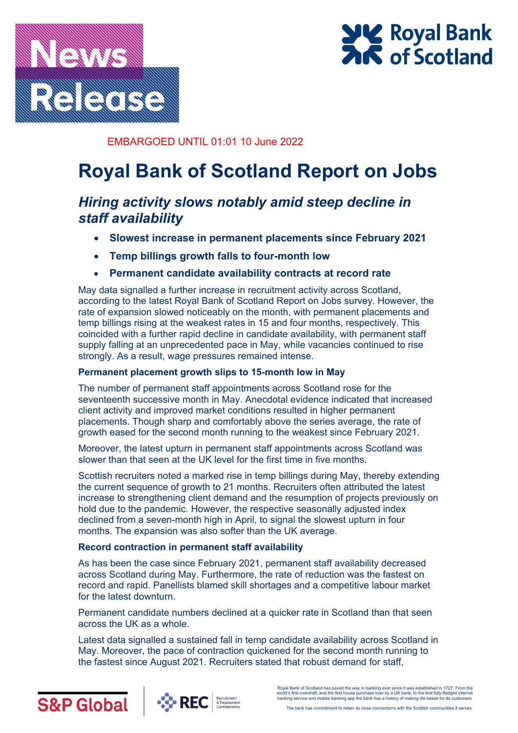News Release

Royal Bank of Scotland

EMBARGOED UNTIL 01:01 10 June 2022

# Royal Bank of Scotland Report on Jobs

## *Hiring activity slows notably amid steep decline in staff availability*

- **Slowest increase in permanent placements since February 2021**
- **Temp billings growth falls to four-month low**
- **Permanent candidate availability contracts at record rate**

May data signalled a further increase in recruitment activity across Scotland, according to the latest Royal Bank of Scotland Report on Jobs survey. However, the rate of expansion slowed noticeably on the month, with permanent placements and temp billings rising at the weakest rates in 15 and four months, respectively. This coincided with a further rapid decline in candidate availability, with permanent staff supply falling at an unprecedented pace in May, while vacancies continued to rise strongly. As a result, wage pressures remained intense.

### Permanent placement growth slips to 15-month low in May

The number of permanent staff appointments across Scotland rose for the seventeenth successive month in May. Anecdotal evidence indicated that increased client activity and improved market conditions resulted in higher permanent placements. Though sharp and comfortably above the series average, the rate of growth eased for the second month running to the weakest since February 2021.

Moreover, the latest upturn in permanent staff appointments across Scotland was slower than that seen at the UK level for the first time in five months.

Scottish recruiters noted a marked rise in temp billings during May, thereby extending the current sequence of growth to 21 months. Recruiters often attributed the latest increase to strengthening client demand and the resumption of projects previously on hold due to the pandemic. However, the respective seasonally adjusted index declined from a seven-month high in April, to signal the slowest upturn in four months. The expansion was also softer than the UK average.

### Record contraction in permanent staff availability

As has been the case since February 2021, permanent staff availability decreased across Scotland during May. Furthermore, the rate of reduction was the fastest on record and rapid. Panellists blamed skill shortages and a competitive labour market for the latest downturn.

Permanent candidate numbers declined at a quicker rate in Scotland than that seen across the UK as a whole.

Latest data signalled a sustained fall in temp candidate availability across Scotland in May. Moreover, the pace of contraction quickened for the second month running to the fastest since August 2021. Recruiters stated that robust demand for staff,

S&P Global | REC Recruitment & Employment Confederation

Royal Bank of Scotland has paved the way in banking ever since it was established in 1727. From the world's first overdraft, and the first house purchase loan by a UK bank, to the first fully-fledged internet banking service and mobile banking app the bank has a history of making life easier for its customers.

The bank has commitment to retain its close connections with the Scottish communities it serves.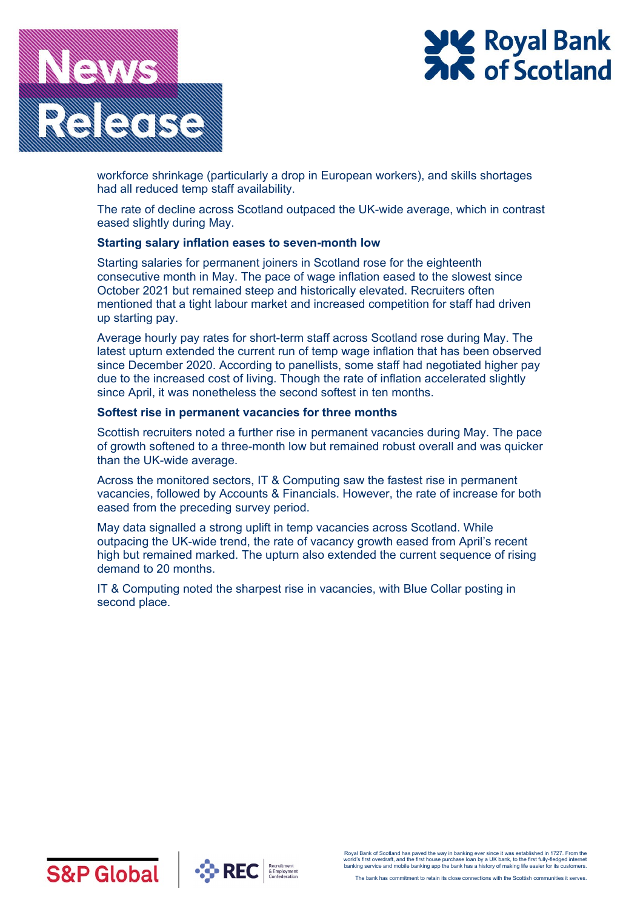workforce shrinkage (particularly a drop in European workers), and skills shortages had all reduced temp staff availability.

The rate of decline across Scotland outpaced the UK-wide average, which in contrast eased slightly during May.

**Starting salary inflation eases to seven-month low**

Starting salaries for permanent joiners in Scotland rose for the eighteenth consecutive month in May. The pace of wage inflation eased to the slowest since October 2021 but remained steep and historically elevated. Recruiters often mentioned that a tight labour market and increased competition for staff had driven up starting pay.

Average hourly pay rates for short-term staff across Scotland rose during May. The latest upturn extended the current run of temp wage inflation that has been observed since December 2020. According to panellists, some staff had negotiated higher pay due to the increased cost of living. Though the rate of inflation accelerated slightly since April, it was nonetheless the second softest in ten months.

**Softest rise in permanent vacancies for three months**

Scottish recruiters noted a further rise in permanent vacancies during May. The pace of growth softened to a three-month low but remained robust overall and was quicker than the UK-wide average.

Across the monitored sectors, IT & Computing saw the fastest rise in permanent vacancies, followed by Accounts & Financials. However, the rate of increase for both eased from the preceding survey period.

May data signalled a strong uplift in temp vacancies across Scotland. While outpacing the UK-wide trend, the rate of vacancy growth eased from April's recent high but remained marked. The upturn also extended the current sequence of rising demand to 20 months.

IT & Computing noted the sharpest rise in vacancies, with Blue Collar posting in second place.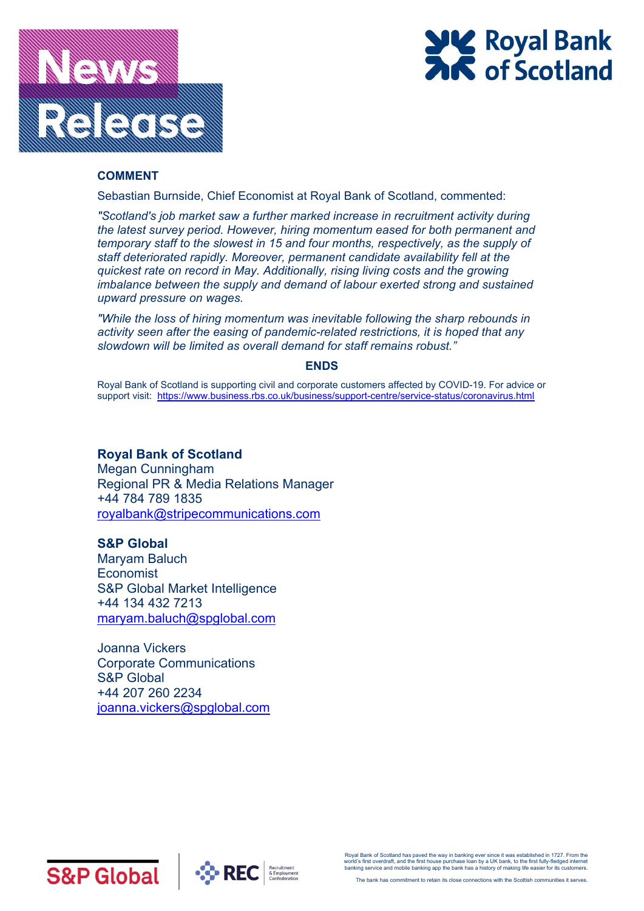## COMMENT

Sebastian Burnside, Chief Economist at Royal Bank of Scotland, commented:

*"Scotland's job market saw a further marked increase in recruitment activity during the latest survey period. However, hiring momentum eased for both permanent and temporary staff to the slowest in 15 and four months, respectively, as the supply of staff deteriorated rapidly. Moreover, permanent candidate availability fell at the quickest rate on record in May. Additionally, rising living costs and the growing imbalance between the supply and demand of labour exerted strong and sustained upward pressure on wages.*

*"While the loss of hiring momentum was inevitable following the sharp rebounds in activity seen after the easing of pandemic-related restrictions, it is hoped that any slowdown will be limited as overall demand for staff remains robust."*

**ENDS**

Royal Bank of Scotland is supporting civil and corporate customers affected by COVID-19. For advice or support visit: https://www.business.rbs.co.uk/business/support-centre/service-status/coronavirus.html

**Royal Bank of Scotland**
Megan Cunningham
Regional PR & Media Relations Manager
+44 784 789 1835
royalbank@stripecommunications.com

**S&P Global**
Maryam Baluch
Economist
S&P Global Market Intelligence
+44 134 432 7213
maryam.baluch@spglobal.com

Joanna Vickers
Corporate Communications
S&P Global
+44 207 260 2234
joanna.vickers@spglobal.com

Royal Bank of Scotland has paved the way in banking ever since it was established in 1727. From the world's first overdraft, and the first house purchase loan by a UK bank, to the first fully-fledged internet banking service and mobile banking app the bank has a history of making life easier for its customers.

The bank has commitment to retain its close connections with the Scottish communities it serves.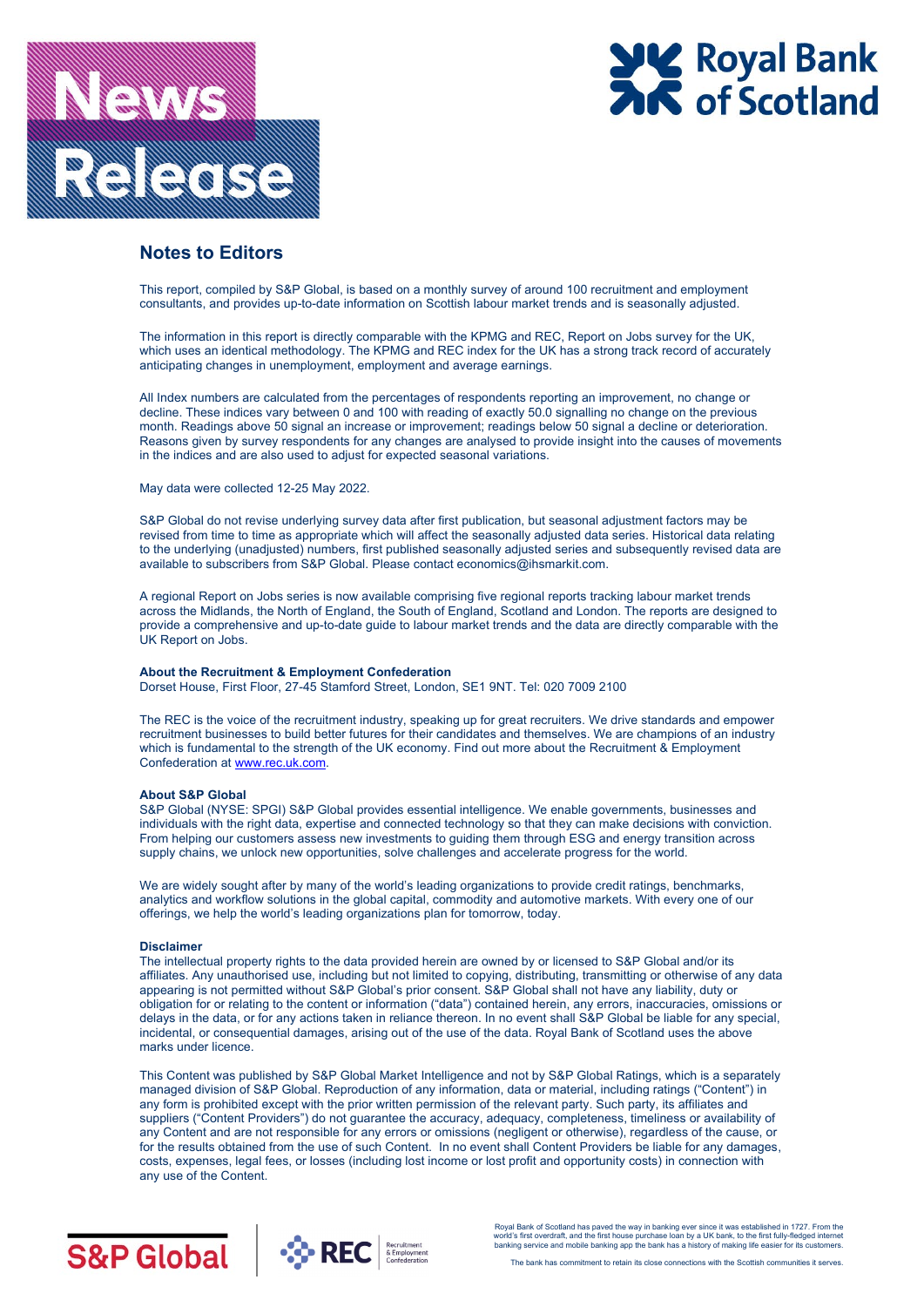## Notes to Editors

This report, compiled by S&P Global, is based on a monthly survey of around 100 recruitment and employment consultants, and provides up-to-date information on Scottish labour market trends and is seasonally adjusted.

The information in this report is directly comparable with the KPMG and REC, Report on Jobs survey for the UK, which uses an identical methodology. The KPMG and REC index for the UK has a strong track record of accurately anticipating changes in unemployment, employment and average earnings.

All Index numbers are calculated from the percentages of respondents reporting an improvement, no change or decline. These indices vary between 0 and 100 with reading of exactly 50.0 signalling no change on the previous month. Readings above 50 signal an increase or improvement; readings below 50 signal a decline or deterioration. Reasons given by survey respondents for any changes are analysed to provide insight into the causes of movements in the indices and are also used to adjust for expected seasonal variations.

May data were collected 12-25 May 2022.

S&P Global do not revise underlying survey data after first publication, but seasonal adjustment factors may be revised from time to time as appropriate which will affect the seasonally adjusted data series. Historical data relating to the underlying (unadjusted) numbers, first published seasonally adjusted series and subsequently revised data are available to subscribers from S&P Global. Please contact economics@ihsmarkit.com.

A regional Report on Jobs series is now available comprising five regional reports tracking labour market trends across the Midlands, the North of England, the South of England, Scotland and London. The reports are designed to provide a comprehensive and up-to-date guide to labour market trends and the data are directly comparable with the UK Report on Jobs.

**About the Recruitment & Employment Confederation**
Dorset House, First Floor, 27-45 Stamford Street, London, SE1 9NT. Tel: 020 7009 2100

The REC is the voice of the recruitment industry, speaking up for great recruiters. We drive standards and empower recruitment businesses to build better futures for their candidates and themselves. We are champions of an industry which is fundamental to the strength of the UK economy. Find out more about the Recruitment & Employment Confederation at www.rec.uk.com.

**About S&P Global**
S&P Global (NYSE: SPGI) S&P Global provides essential intelligence. We enable governments, businesses and individuals with the right data, expertise and connected technology so that they can make decisions with conviction. From helping our customers assess new investments to guiding them through ESG and energy transition across supply chains, we unlock new opportunities, solve challenges and accelerate progress for the world.

We are widely sought after by many of the world's leading organizations to provide credit ratings, benchmarks, analytics and workflow solutions in the global capital, commodity and automotive markets. With every one of our offerings, we help the world's leading organizations plan for tomorrow, today.

**Disclaimer**
The intellectual property rights to the data provided herein are owned by or licensed to S&P Global and/or its affiliates. Any unauthorised use, including but not limited to copying, distributing, transmitting or otherwise of any data appearing is not permitted without S&P Global's prior consent. S&P Global shall not have any liability, duty or obligation for or relating to the content or information ("data") contained herein, any errors, inaccuracies, omissions or delays in the data, or for any actions taken in reliance thereon. In no event shall S&P Global be liable for any special, incidental, or consequential damages, arising out of the use of the data. Royal Bank of Scotland uses the above marks under licence.

This Content was published by S&P Global Market Intelligence and not by S&P Global Ratings, which is a separately managed division of S&P Global. Reproduction of any information, data or material, including ratings ("Content") in any form is prohibited except with the prior written permission of the relevant party. Such party, its affiliates and suppliers ("Content Providers") do not guarantee the accuracy, adequacy, completeness, timeliness or availability of any Content and are not responsible for any errors or omissions (negligent or otherwise), regardless of the cause, or for the results obtained from the use of such Content. In no event shall Content Providers be liable for any damages, costs, expenses, legal fees, or losses (including lost income or lost profit and opportunity costs) in connection with any use of the Content.

Royal Bank of Scotland has paved the way in banking ever since it was established in 1727. From the world's first overdraft, and the first house purchase loan by a UK bank, to the first fully-fledged internet banking service and mobile banking app the bank has a history of making life easier for its customers.

The bank has commitment to retain its close connections with the Scottish communities it serves.